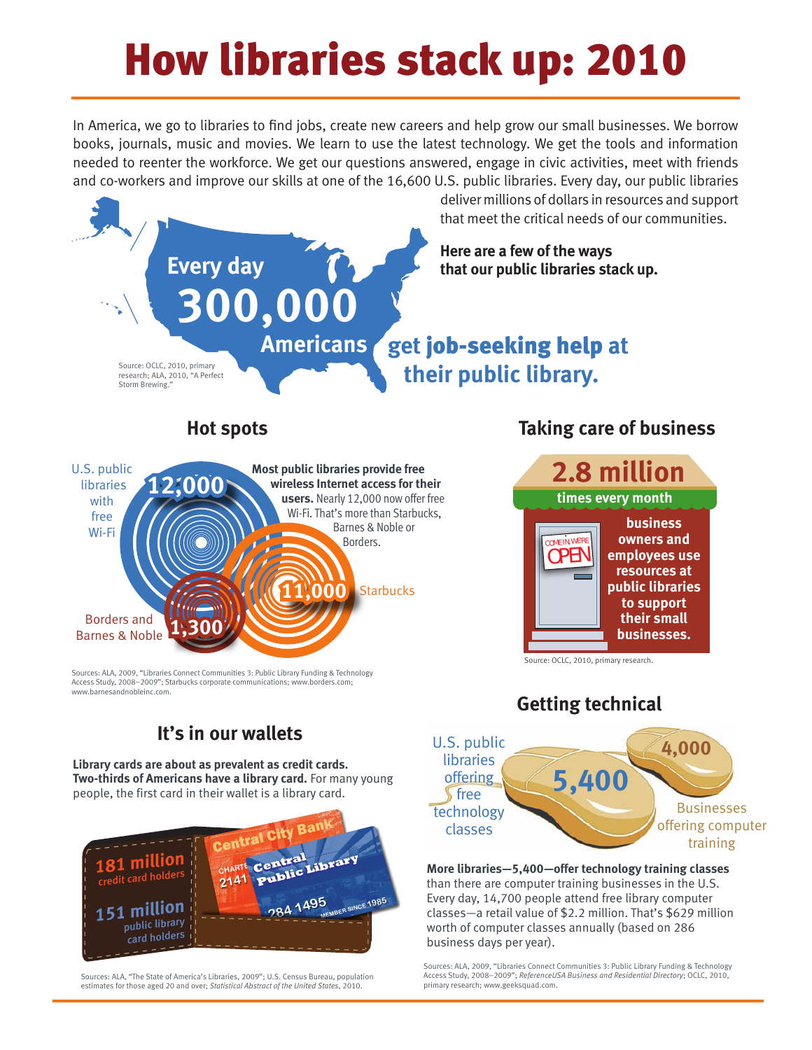# How libraries stack up: 2010

In America, we go to libraries to find jobs, create new careers and help grow our small businesses. We borrow books, journals, music and movies. We learn to use the latest technology. We get the tools and information needed to reenter the workforce. We get our questions answered, engage in civic activities, meet with friends and co-workers and improve our skills at one of the 16,600 U.S. public libraries. Every day, our public libraries deliver millions of dollars in resources and support that meet the critical needs of our communities.

**Here are a few of the ways that our public libraries stack up.**

**Every day 300,000 Americans get job-seeking help at their public library.**

Source: OCLC, 2010, primary research; ALA, 2010, "A Perfect Storm Brewing."

## Hot spots

U.S. public libraries with free Wi-Fi: 12,000

Starbucks: 11,000

Borders and Barnes & Noble: 1,300

**Most public libraries provide free wireless Internet access for their users.** Nearly 12,000 now offer free Wi-Fi. That's more than Starbucks, Barnes & Noble or Borders.

Sources: ALA, 2009, "Libraries Connect Communities 3: Public Library Funding & Technology Access Study, 2008–2009"; Starbucks corporate communications; www.borders.com; www.barnesandnobleinc.com.

## Taking care of business

**2.8 million times every month business owners and employees use resources at public libraries to support their small businesses.**

Source: OCLC, 2010, primary research.

## It's in our wallets

**Library cards are about as prevalent as credit cards. Two-thirds of Americans have a library card.** For many young people, the first card in their wallet is a library card.

181 million credit card holders

151 million public library card holders

Sources: ALA, "The State of America's Libraries, 2009"; U.S. Census Bureau, population estimates for those aged 20 and over; *Statistical Abstract of the United States*, 2010.

## Getting technical

U.S. public libraries offering free technology classes: 5,400

Businesses offering computer training: 4,000

**More libraries—5,400—offer technology training classes** than there are computer training businesses in the U.S. Every day, 14,700 people attend free library computer classes—a retail value of $2.2 million. That's $629 million worth of computer classes annually (based on 286 business days per year).

Sources: ALA, 2009, "Libraries Connect Communities 3: Public Library Funding & Technology Access Study, 2008–2009"; *ReferenceUSA Business and Residential Directory*; OCLC, 2010, primary research; www.geeksquad.com.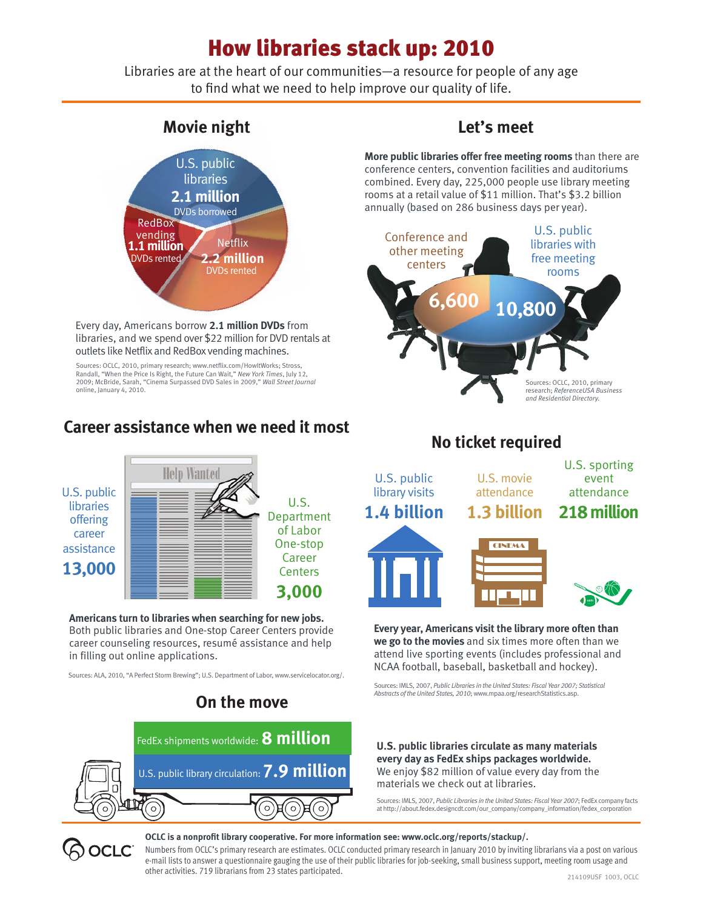# How libraries stack up: 2010

Libraries are at the heart of our communities—a resource for people of any age to find what we need to help improve our quality of life.

## Movie night

U.S. public libraries **2.1 million** DVDs borrowed

RedBox vending **1.1 million** DVDs rented

Netflix **2.2 million** DVDs rented

Every day, Americans borrow **2.1 million DVDs** from libraries, and we spend over $22 million for DVD rentals at outlets like Netflix and RedBox vending machines.

Sources: OCLC, 2010, primary research; www.netflix.com/HowItWorks; Stross, Randall, "When the Price Is Right, the Future Can Wait," *New York Times*, July 12, 2009; McBride, Sarah, "Cinema Surpassed DVD Sales in 2009," *Wall Street Journal* online, January 4, 2010.

## Let's meet

**More public libraries offer free meeting rooms** than there are conference centers, convention facilities and auditoriums combined. Every day, 225,000 people use library meeting rooms at a retail value of $11 million. That's $3.2 billion annually (based on 286 business days per year).

Conference and other meeting centers **6,600**

U.S. public libraries with free meeting rooms **10,800**

Sources: OCLC, 2010, primary research; *ReferenceUSA Business and Residential Directory.*

## Career assistance when we need it most

Help Wanted

U.S. public libraries offering career assistance **13,000**

U.S. Department of Labor One-stop Career Centers **3,000**

**Americans turn to libraries when searching for new jobs.** Both public libraries and One-stop Career Centers provide career counseling resources, resumé assistance and help in filling out online applications.

Sources: ALA, 2010, "A Perfect Storm Brewing"; U.S. Department of Labor, www.servicelocator.org/.

## No ticket required

U.S. public library visits **1.4 billion**

U.S. movie attendance **1.3 billion**

U.S. sporting event attendance **218 million**

CINEMA

**Every year, Americans visit the library more often than we go to the movies** and six times more often than we attend live sporting events (includes professional and NCAA football, baseball, basketball and hockey).

Sources: IMLS, 2007, *Public Libraries in the United States: Fiscal Year 2007*; *Statistical Abstracts of the United States, 2010*; www.mpaa.org/researchStatistics.asp.

## On the move

FedEx shipments worldwide: **8 million**

U.S. public library circulation: **7.9 million**

**U.S. public libraries circulate as many materials every day as FedEx ships packages worldwide.** We enjoy $82 million of value every day from the materials we check out at libraries.

Sources: IMLS, 2007, *Public Libraries in the United States: Fiscal Year 2007*; FedEx company facts at http://about.fedex.designcdt.com/our_company/company_information/fedex_corporation

OCLC

**OCLC is a nonprofit library cooperative. For more information see: www.oclc.org/reports/stackup/.**

Numbers from OCLC's primary research are estimates. OCLC conducted primary research in January 2010 by inviting librarians via a post on various e-mail lists to answer a questionnaire gauging the use of their public libraries for job-seeking, small business support, meeting room usage and other activities. 719 librarians from 23 states participated.

214109USF 1003, OCLC